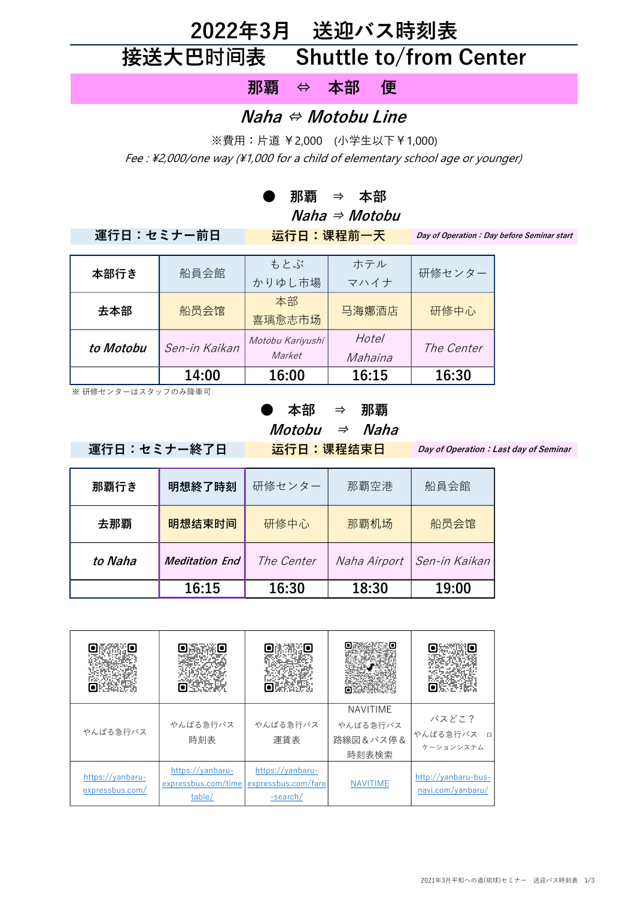# 2022年3月　送迎バス時刻表

# 接送大巴时间表　Shuttle to/from Center

## 那覇　⇔　本部　便

## *Naha ⇔ Motobu Line*

※費用：片道 ￥2,000　(小学生以下￥1,000)

*Fee : ¥2,000/one way (¥1,000 for a child of elementary school age or younger)*

### ●　那覇　⇒　本部
### *Naha ⇒ Motobu*

| 運行日：セミナー前日 | 运行日：课程前一天 | *Day of Operation：Day before Seminar start* |
|---|---|---|

| 本部行き | 船員会館 | もとぶ かりゆし市場 | ホテル マハイナ | 研修センター |
|---|---|---|---|---|
| 去本部 | 船员会馆 | 本部 喜璃愈志市场 | 马海娜酒店 | 研修中心 |
| *to Motobu* | *Sen-in Kaikan* | *Motobu Kariyushi Market* | *Hotel Mahaina* | *The Center* |
| | 14:00 | 16:00 | 16:15 | 16:30 |

※ 研修センターはスタッフのみ降車可

### ●　本部　⇒　那覇
### *Motobu　⇒　Naha*

| 運行日：セミナー終了日 | 运行日：课程结束日 | *Day of Operation：Last day of Seminar* |
|---|---|---|

| 那覇行き | 明想終了時刻 | 研修センター | 那覇空港 | 船員会館 |
|---|---|---|---|---|
| 去那覇 | 明想结束时间 | 研修中心 | 那覇机场 | 船员会馆 |
| *to Naha* | *Meditation End* | *The Center* | *Naha Airport* | *Sen-in Kaikan* |
| | 16:15 | 16:30 | 18:30 | 19:00 |

| やんばる急行バス | やんばる急行バス 時刻表 | やんばる急行バス 運賃表 | NAVITIME やんばる急行バス 路線図＆バス停＆ 時刻表検索 | バスどこ？ やんばる急行バス ロケーションシステム |
|---|---|---|---|---|
| https://yanbaru-expressbus.com/ | https://yanbaru-expressbus.com/timetable/ | https://yanbaru-expressbus.com/fare-search/ | NAVITIME | http://yanbaru-bus-navi.com/yanbaru/ |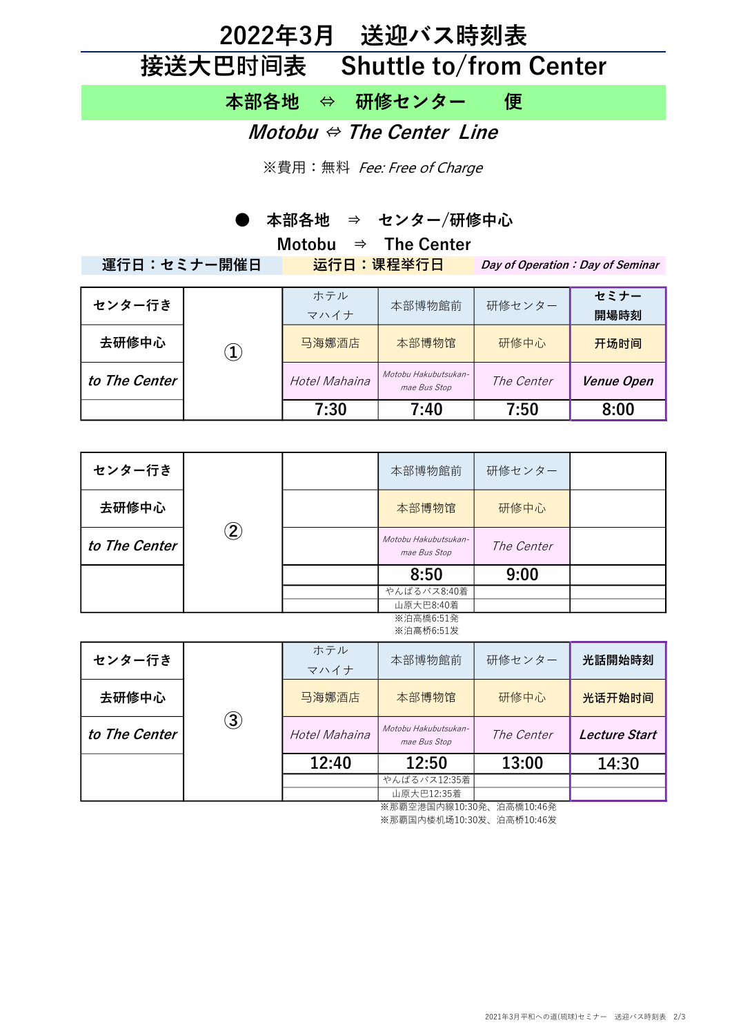# 2022年3月　送迎バス時刻表

# 接送大巴时间表　Shuttle to/from Center

## 本部各地　⇔　研修センター　便

## *Motobu ⇔ The Center Line*

※費用：無料　*Fee: Free of Charge*

### ●　本部各地　⇒　センター/研修中心

### Motobu　⇒　The Center

| 運行日：セミナー開催日 | 运行日：课程举行日 | *Day of Operation：Day of Seminar* |
|---|---|---|

| | | | | | |
|---|---|---|---|---|---|
| **センター行き** | ① | ホテル マハイナ | 本部博物館前 | 研修センター | **セミナー開場時刻** |
| **去研修中心** | | 马海娜酒店 | 本部博物馆 | 研修中心 | **开场时间** |
| ***to The Center*** | | *Hotel Mahaina* | *Motobu Hakubutsukan-mae Bus Stop* | *The Center* | ***Venue Open*** |
| | | 7:30 | 7:40 | 7:50 | 8:00 |

| | | | | | |
|---|---|---|---|---|---|
| **センター行き** | ② | | 本部博物館前 | 研修センター | |
| **去研修中心** | | | 本部博物馆 | 研修中心 | |
| ***to The Center*** | | | *Motobu Hakubutsukan-mae Bus Stop* | *The Center* | |
| | | | 8:50 | 9:00 | |
| | | | やんばるバス8:40着 | | |
| | | | 山原大巴8:40着 | | |

※泊高橋6:51発
※泊高桥6:51发

| | | | | | |
|---|---|---|---|---|---|
| **センター行き** | ③ | ホテル マハイナ | 本部博物館前 | 研修センター | **光話開始時刻** |
| **去研修中心** | | 马海娜酒店 | 本部博物馆 | 研修中心 | **光话开始时间** |
| ***to The Center*** | | *Hotel Mahaina* | *Motobu Hakubutsukan-mae Bus Stop* | *The Center* | ***Lecture Start*** |
| | | 12:40 | 12:50 | 13:00 | 14:30 |
| | | | やんばるバス12:35着 | | |
| | | | 山原大巴12:35着 | | |

※那覇空港国内線10:30発、泊高橋10:46発
※那霸国内楼机场10:30发、泊高桥10:46发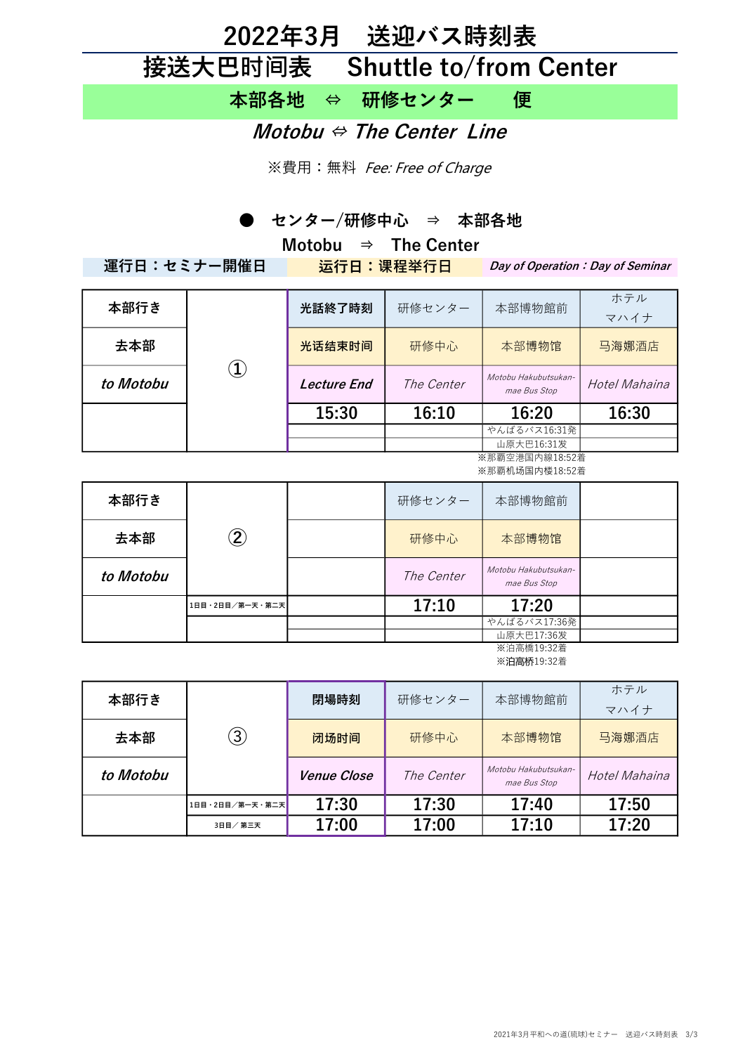# 2022年3月　送迎バス時刻表

# 接送大巴时间表　Shuttle to/from Center

## 本部各地　⇔　研修センター　便

## *Motobu ⇔ The Center  Line*

※費用：無料 *Fee: Free of Charge*

### ●　センター/研修中心　⇒　本部各地

### Motobu　⇒　The Center

運行日：セミナー開催日　｜　运行日：课程举行日　｜　*Day of Operation：Day of Seminar*

| 本部行き / 去本部 / *to Motobu* | ① | 光話終了時刻 / 光话结束时间 / ***Lecture End*** | 研修センター / 研修中心 / *The Center* | 本部博物館前 / 本部博物馆 / *Motobu Hakubutsukan-mae Bus Stop* | ホテルマハイナ / 马海娜酒店 / *Hotel Mahaina* |
|---|---|---|---|---|---|
| | | 15:30 | 16:10 | 16:20 | 16:30 |
| | | | | やんばるバス16:31発 | |
| | | | | 山原大巴16:31发 | |

※那覇空港国内線18:52着
※那霸机场国内楼18:52着

| 本部行き / 去本部 / *to Motobu* | ② | | 研修センター / 研修中心 / *The Center* | 本部博物館前 / 本部博物馆 / *Motobu Hakubutsukan-mae Bus Stop* | |
|---|---|---|---|---|---|
| | 1日目・2日目／第一天・第二天 | | 17:10 | 17:20 | |
| | | | | やんばるバス17:36発 | |
| | | | | 山原大巴17:36发 | |

※泊高橋19:32着
※泊高桥19:32着

| 本部行き / 去本部 / *to Motobu* | ③ | 閉場時刻 / 闭场时间 / ***Venue Close*** | 研修センター / 研修中心 / *The Center* | 本部博物館前 / 本部博物馆 / *Motobu Hakubutsukan-mae Bus Stop* | ホテルマハイナ / 马海娜酒店 / *Hotel Mahaina* |
|---|---|---|---|---|---|
| | 1日目・2日目／第一天・第二天 | 17:30 | 17:30 | 17:40 | 17:50 |
| | 3日目／第三天 | 17:00 | 17:00 | 17:10 | 17:20 |